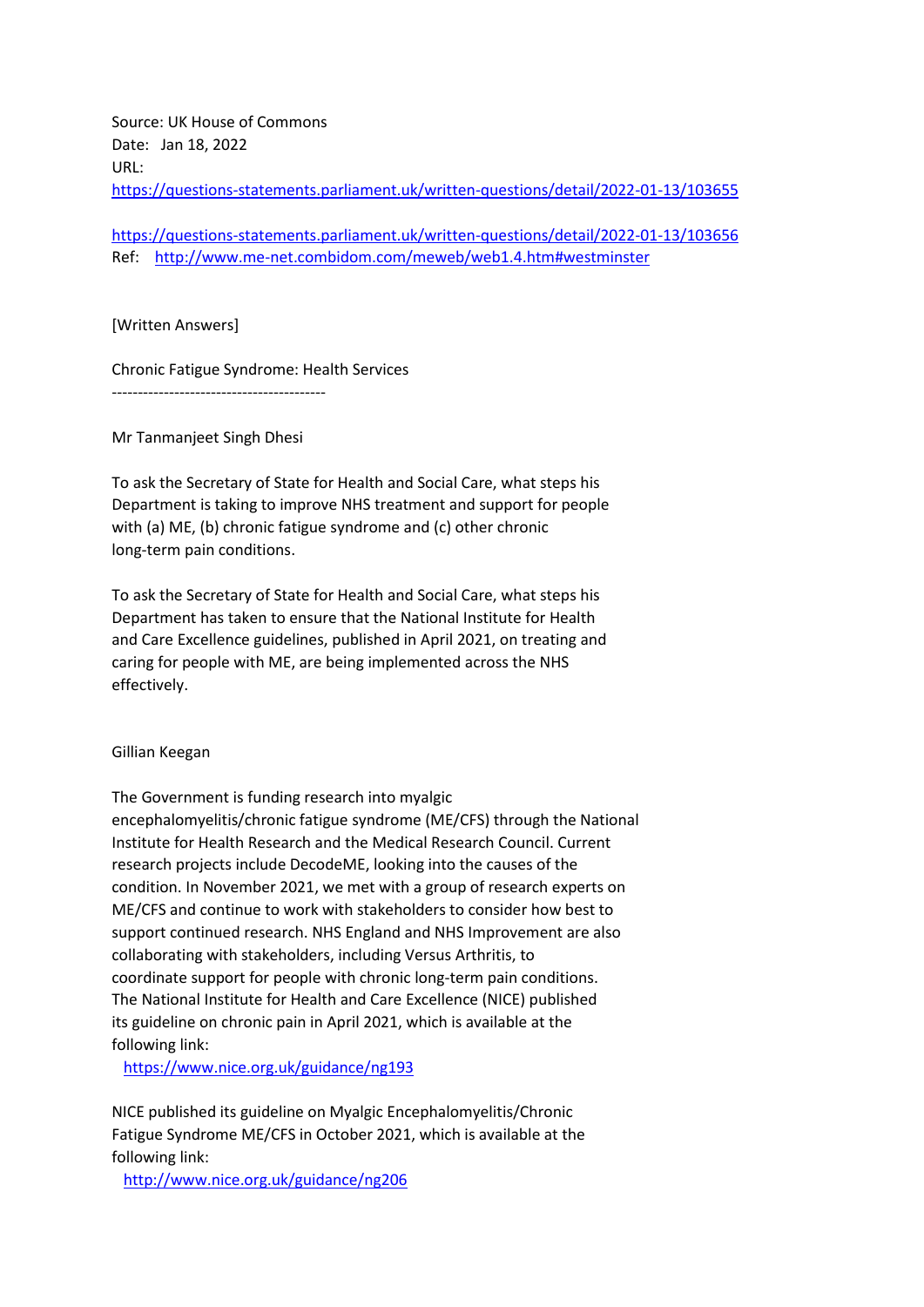Source: UK House of Commons
Date: Jan 18, 2022
URL:
https://questions-statements.parliament.uk/written-questions/detail/2022-01-13/103655

https://questions-statements.parliament.uk/written-questions/detail/2022-01-13/103656
Ref: http://www.me-net.combidom.com/meweb/web1.4.htm#westminster

[Written Answers]

Chronic Fatigue Syndrome: Health Services
-----------------------------------------

Mr Tanmanjeet Singh Dhesi

To ask the Secretary of State for Health and Social Care, what steps his Department is taking to improve NHS treatment and support for people with (a) ME, (b) chronic fatigue syndrome and (c) other chronic long-term pain conditions.

To ask the Secretary of State for Health and Social Care, what steps his Department has taken to ensure that the National Institute for Health and Care Excellence guidelines, published in April 2021, on treating and caring for people with ME, are being implemented across the NHS effectively.

Gillian Keegan

The Government is funding research into myalgic encephalomyelitis/chronic fatigue syndrome (ME/CFS) through the National Institute for Health Research and the Medical Research Council. Current research projects include DecodeME, looking into the causes of the condition. In November 2021, we met with a group of research experts on ME/CFS and continue to work with stakeholders to consider how best to support continued research. NHS England and NHS Improvement are also collaborating with stakeholders, including Versus Arthritis, to coordinate support for people with chronic long-term pain conditions. The National Institute for Health and Care Excellence (NICE) published its guideline on chronic pain in April 2021, which is available at the following link:

https://www.nice.org.uk/guidance/ng193

NICE published its guideline on Myalgic Encephalomyelitis/Chronic Fatigue Syndrome ME/CFS in October 2021, which is available at the following link:

http://www.nice.org.uk/guidance/ng206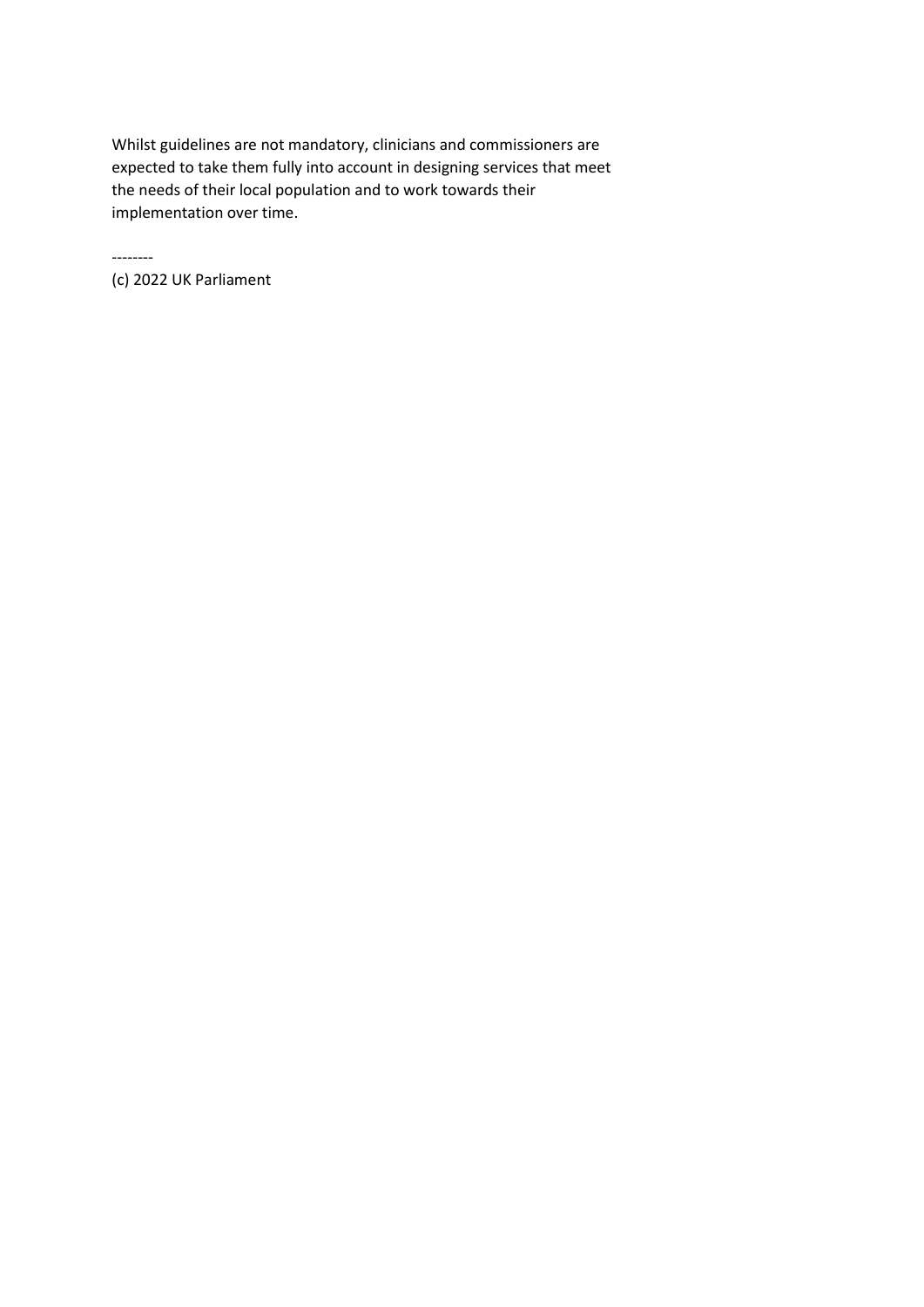Whilst guidelines are not mandatory, clinicians and commissioners are expected to take them fully into account in designing services that meet the needs of their local population and to work towards their implementation over time.

--------

(c) 2022 UK Parliament